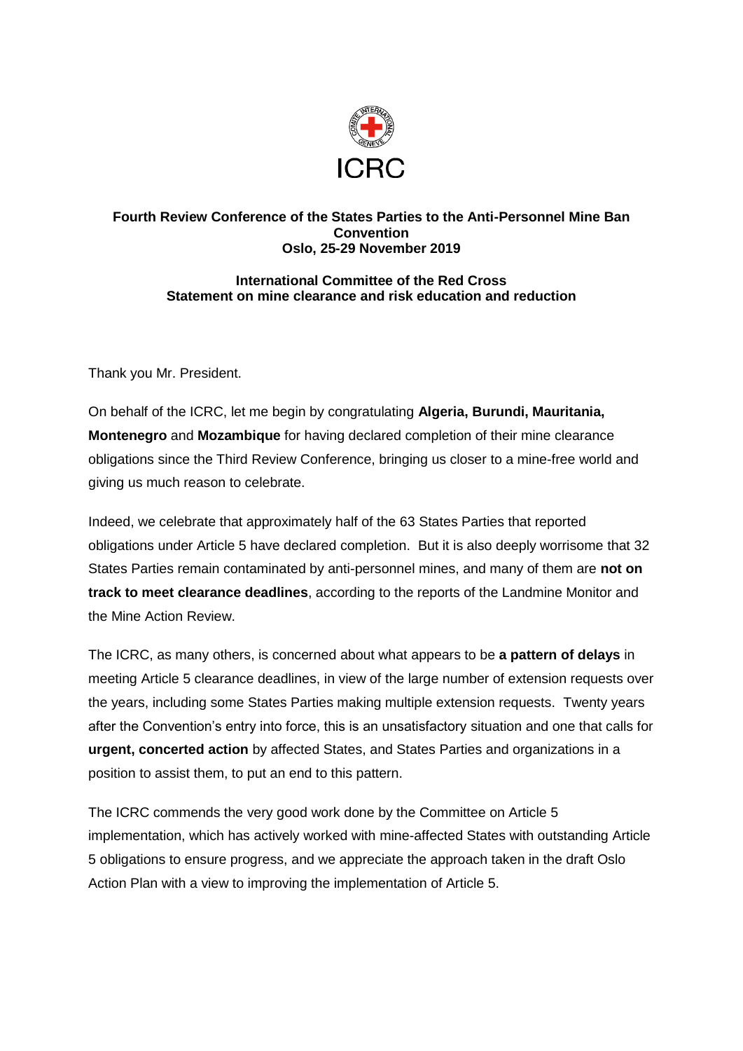ICRC

**Fourth Review Conference of the States Parties to the Anti-Personnel Mine Ban Convention**
**Oslo, 25-29 November 2019**

**International Committee of the Red Cross**
**Statement on mine clearance and risk education and reduction**

Thank you Mr. President.

On behalf of the ICRC, let me begin by congratulating **Algeria, Burundi, Mauritania, Montenegro** and **Mozambique** for having declared completion of their mine clearance obligations since the Third Review Conference, bringing us closer to a mine-free world and giving us much reason to celebrate.

Indeed, we celebrate that approximately half of the 63 States Parties that reported obligations under Article 5 have declared completion. But it is also deeply worrisome that 32 States Parties remain contaminated by anti-personnel mines, and many of them are **not on track to meet clearance deadlines**, according to the reports of the Landmine Monitor and the Mine Action Review.

The ICRC, as many others, is concerned about what appears to be **a pattern of delays** in meeting Article 5 clearance deadlines, in view of the large number of extension requests over the years, including some States Parties making multiple extension requests. Twenty years after the Convention's entry into force, this is an unsatisfactory situation and one that calls for **urgent, concerted action** by affected States, and States Parties and organizations in a position to assist them, to put an end to this pattern.

The ICRC commends the very good work done by the Committee on Article 5 implementation, which has actively worked with mine-affected States with outstanding Article 5 obligations to ensure progress, and we appreciate the approach taken in the draft Oslo Action Plan with a view to improving the implementation of Article 5.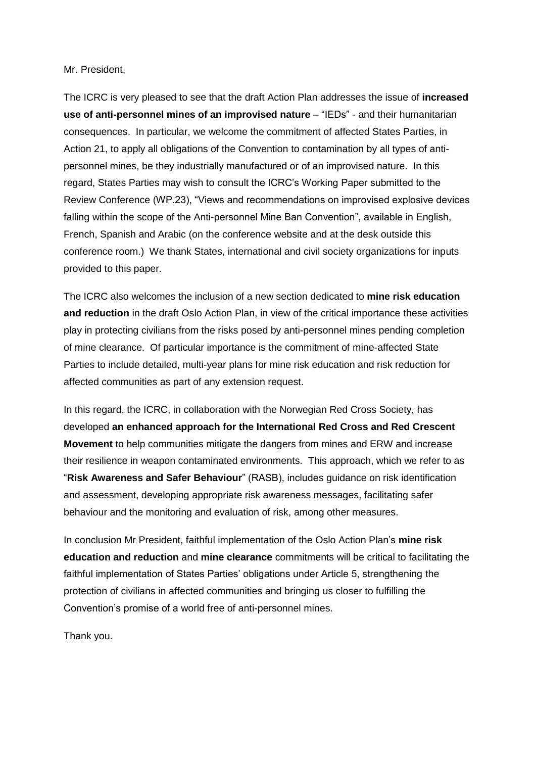Mr. President,

The ICRC is very pleased to see that the draft Action Plan addresses the issue of **increased use of anti-personnel mines of an improvised nature** – "IEDs" - and their humanitarian consequences. In particular, we welcome the commitment of affected States Parties, in Action 21, to apply all obligations of the Convention to contamination by all types of anti-personnel mines, be they industrially manufactured or of an improvised nature. In this regard, States Parties may wish to consult the ICRC's Working Paper submitted to the Review Conference (WP.23), "Views and recommendations on improvised explosive devices falling within the scope of the Anti-personnel Mine Ban Convention", available in English, French, Spanish and Arabic (on the conference website and at the desk outside this conference room.) We thank States, international and civil society organizations for inputs provided to this paper.

The ICRC also welcomes the inclusion of a new section dedicated to **mine risk education and reduction** in the draft Oslo Action Plan, in view of the critical importance these activities play in protecting civilians from the risks posed by anti-personnel mines pending completion of mine clearance. Of particular importance is the commitment of mine-affected State Parties to include detailed, multi-year plans for mine risk education and risk reduction for affected communities as part of any extension request.

In this regard, the ICRC, in collaboration with the Norwegian Red Cross Society, has developed **an enhanced approach for the International Red Cross and Red Crescent Movement** to help communities mitigate the dangers from mines and ERW and increase their resilience in weapon contaminated environments. This approach, which we refer to as "**Risk Awareness and Safer Behaviour**" (RASB), includes guidance on risk identification and assessment, developing appropriate risk awareness messages, facilitating safer behaviour and the monitoring and evaluation of risk, among other measures.

In conclusion Mr President, faithful implementation of the Oslo Action Plan's **mine risk education and reduction** and **mine clearance** commitments will be critical to facilitating the faithful implementation of States Parties' obligations under Article 5, strengthening the protection of civilians in affected communities and bringing us closer to fulfilling the Convention's promise of a world free of anti-personnel mines.

Thank you.